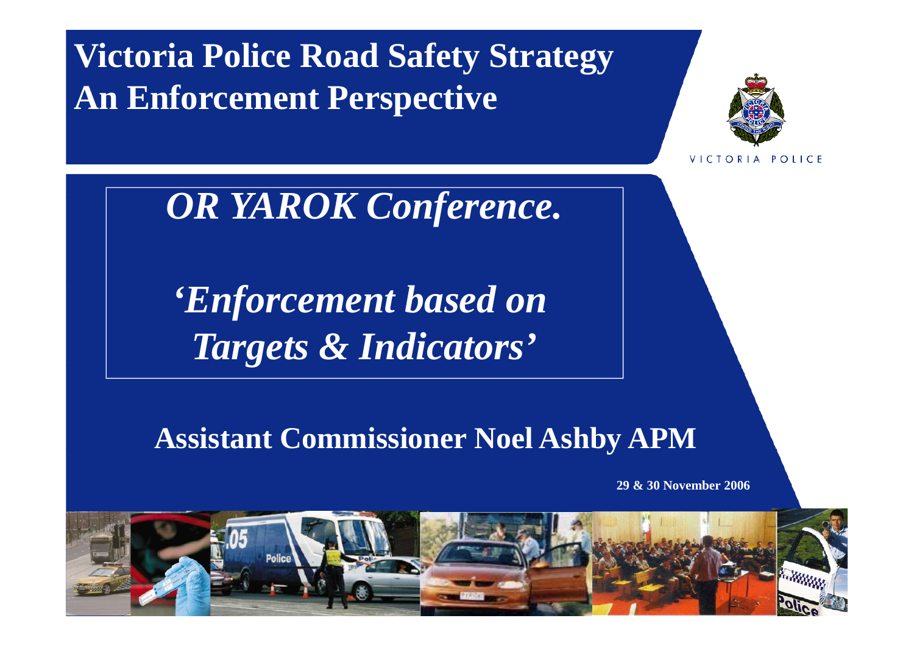# Victoria Police Road Safety Strategy
# An Enforcement Perspective

VICTORIA POLICE

## *OR YAROK Conference.*

## *'Enforcement based on Targets & Indicators'*

**Assistant Commissioner Noel Ashby APM**

**29 & 30 November 2006**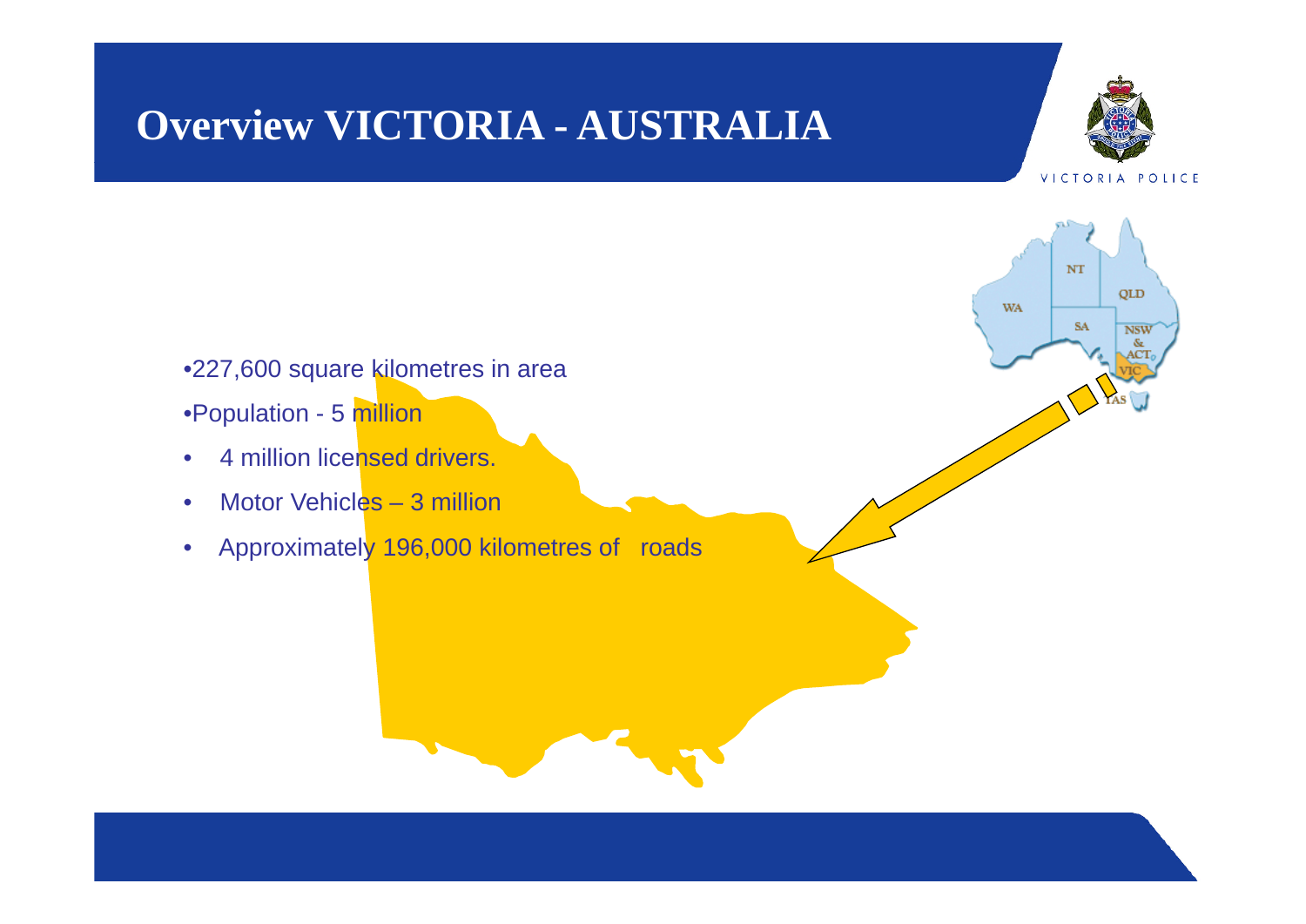# Overview VICTORIA - AUSTRALIA

VICTORIA POLICE

- 227,600 square kilometres in area
- Population - 5 million
  - 4 million licensed drivers.
  - Motor Vehicles – 3 million
  - Approximately 196,000 kilometres of roads

WA
NT
SA
QLD
NSW & ACT
VIC
TAS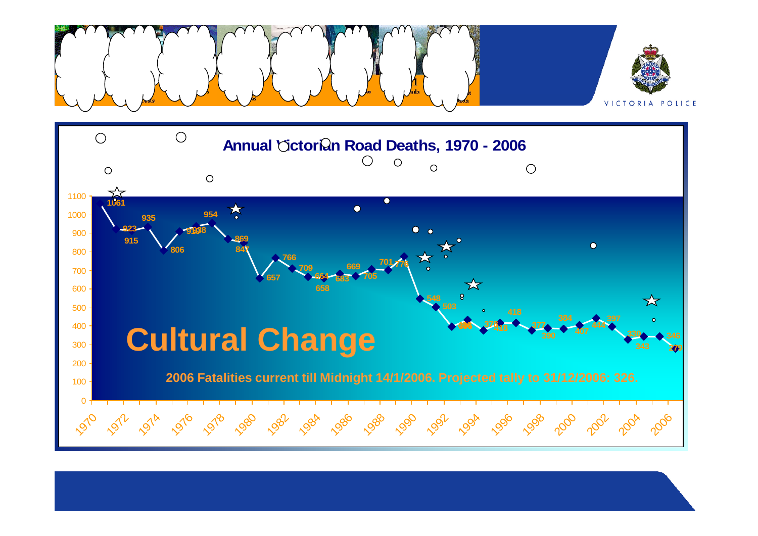VICTORIA POLICE

## Annual Victorian Road Deaths, 1970 - 2006

1100
1000
900
800
700
600
500
400
300
200
100
0

1061
923
915
935
806
910
938
954
869
847
657
766
709
664
658
683
669
705
701
776
548
503
396
436
378
418
418
377
390
384
407
444
397
330
343
346
279

1970 1972 1974 1976 1978 1980 1982 1984 1986 1988 1990 1992 1994 1996 1998 2000 2002 2004 2006

**Cultural Change**

2006 Fatalities current till Midnight 14/1/2006. Projected tally to 31/12/2006: 326.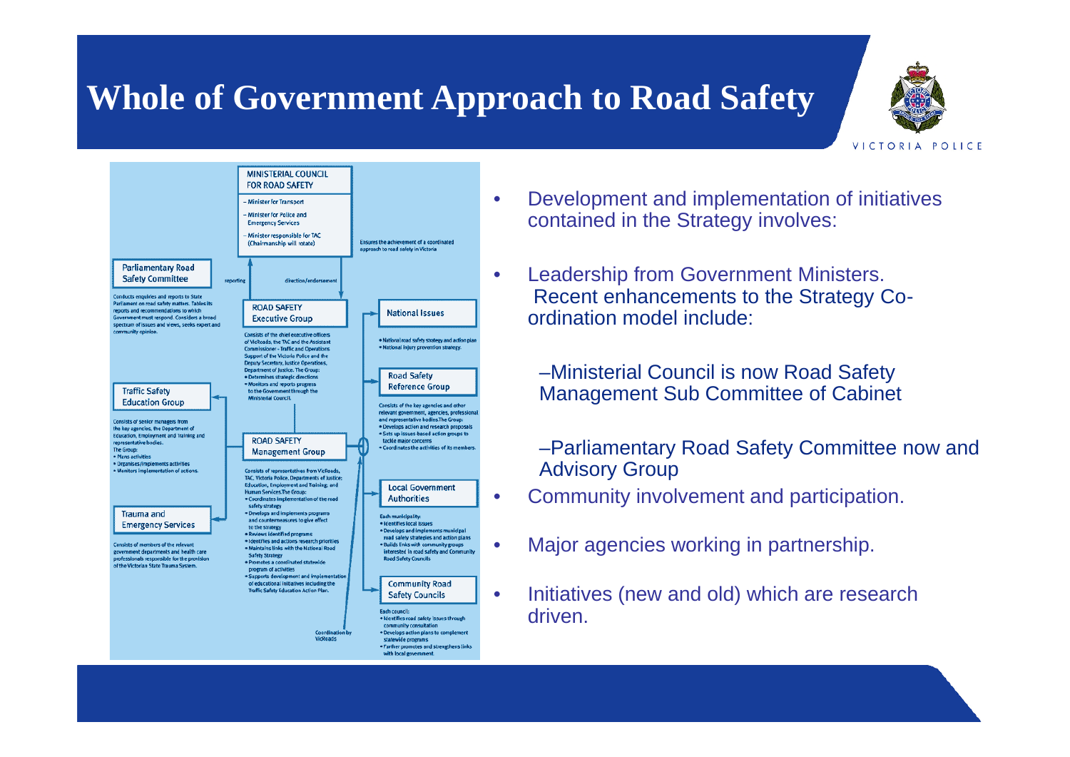# Whole of Government Approach to Road Safety

MINISTERIAL COUNCIL FOR ROAD SAFETY

- Minister for Transport
- Minister for Police and Emergency Services
- Minister responsible for TAC (Chairmanship will rotate)

Ensures the achievement of a coordinated approach to road safety in Victoria

Parliamentary Road Safety Committee

Conducts enquiries and reports to State Parliament on road safety matters. Tables its reports and recommendations to which Government must respond. Considers a broad spectrum of issues and views, seeks expert and community opinion.

reporting

direction/endorsement

ROAD SAFETY Executive Group

Consists of the chief executive officers of VicRoads, the TAC and the Assistant Commissioner - Traffic and Operations Support of the Victoria Police and the Deputy Secretary, Justice Operations, Department of Justice. The Group:
• Determines strategic directions
• Monitors and reports progress to the Government through the Ministerial Council.

National Issues

• National road safety strategy and action plan
• National injury prevention strategy.

Road Safety Reference Group

Consists of the key agencies and other relevant government, agencies, professional and representative bodies The Group:
• Develops action and research proposals
• Sets up issues-based action groups to tackle major concerns
• Coordinates the activities of its members.

Traffic Safety Education Group

Consists of senior managers from the key agencies, the Department of Education, Employment and Training and representative bodies.
The Group:
• Plans activities
• Organises/implements activities
• Monitors implementation of actions.

ROAD SAFETY Management Group

Consists of representatives from VicRoads, TAC, Victoria Police, Departments of Justice; Education, Employment and Training; and Human Services The Group:
• Coordinates implementation of the road safety strategy
• Develops and implements programs and countermeasures to give effect to the strategy
• Reviews identified programs
• Identifies and actions research priorities
• Maintains links with the National Road Safety Strategy
• Promotes a coordinated statewide program of activities
• Supports development and implementation of educational initiatives including the Traffic Safety Education Action Plan.

Local Government Authorities

Each municipality:
• Identifies local issues
• Develops and implements municipal road safety strategies and action plans
• Builds links with community groups interested in road safety and Community Road Safety Councils

Trauma and Emergency Services

Consists of members of the relevant government departments and health care professionals responsible for the provision of the Victorian State Trauma System.

Community Road Safety Councils

Each council:
• Identifies road safety issues through community consultation
• Develops action plans to complement statewide programs
• Further promotes and strengthens links with local government

Coordination by VicRoads

- Development and implementation of initiatives contained in the Strategy involves:
- Leadership from Government Ministers. Recent enhancements to the Strategy Co-ordination model include:
  - –Ministerial Council is now Road Safety Management Sub Committee of Cabinet
  - –Parliamentary Road Safety Committee now and Advisory Group
- Community involvement and participation.
- Major agencies working in partnership.
- Initiatives (new and old) which are research driven.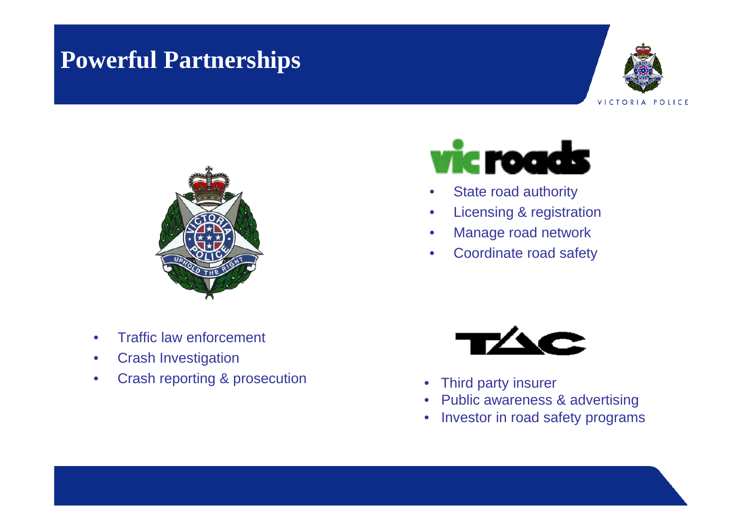# Powerful Partnerships

vic roads

- State road authority
- Licensing & registration
- Manage road network
- Coordinate road safety

- Traffic law enforcement
- Crash Investigation
- Crash reporting & prosecution

TAC

- Third party insurer
- Public awareness & advertising
- Investor in road safety programs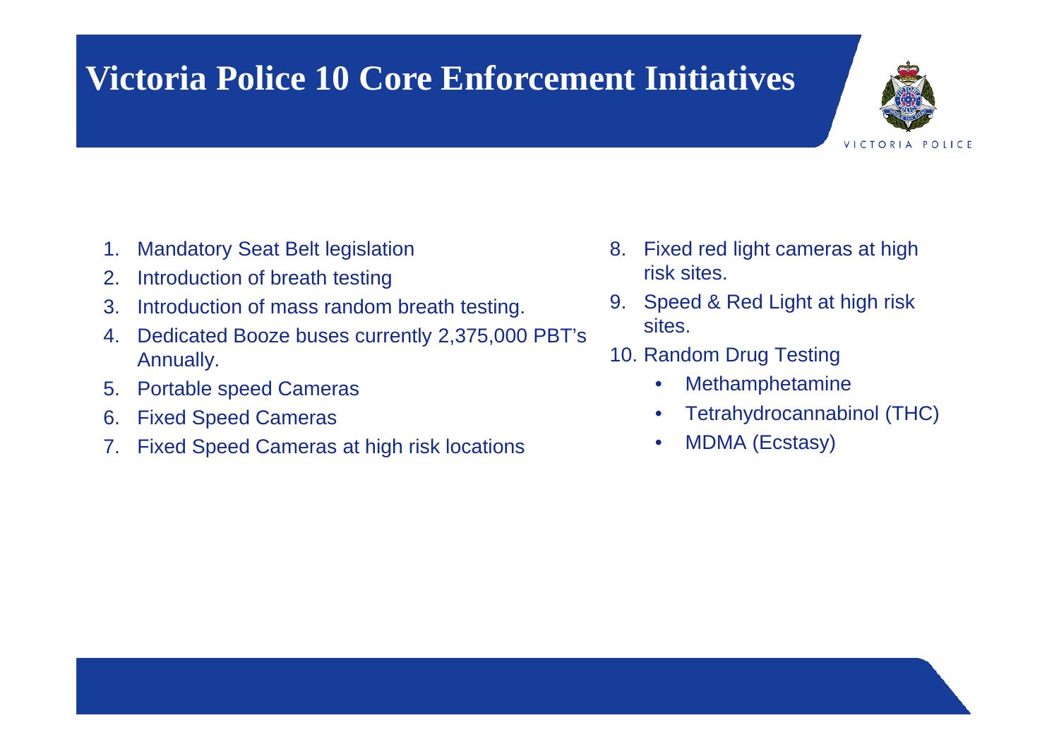# Victoria Police 10 Core Enforcement Initiatives

1. Mandatory Seat Belt legislation
2. Introduction of breath testing
3. Introduction of mass random breath testing.
4. Dedicated Booze buses currently 2,375,000 PBT's Annually.
5. Portable speed Cameras
6. Fixed Speed Cameras
7. Fixed Speed Cameras at high risk locations
8. Fixed red light cameras at high risk sites.
9. Speed & Red Light at high risk sites.
10. Random Drug Testing
    - Methamphetamine
    - Tetrahydrocannabinol (THC)
    - MDMA (Ecstasy)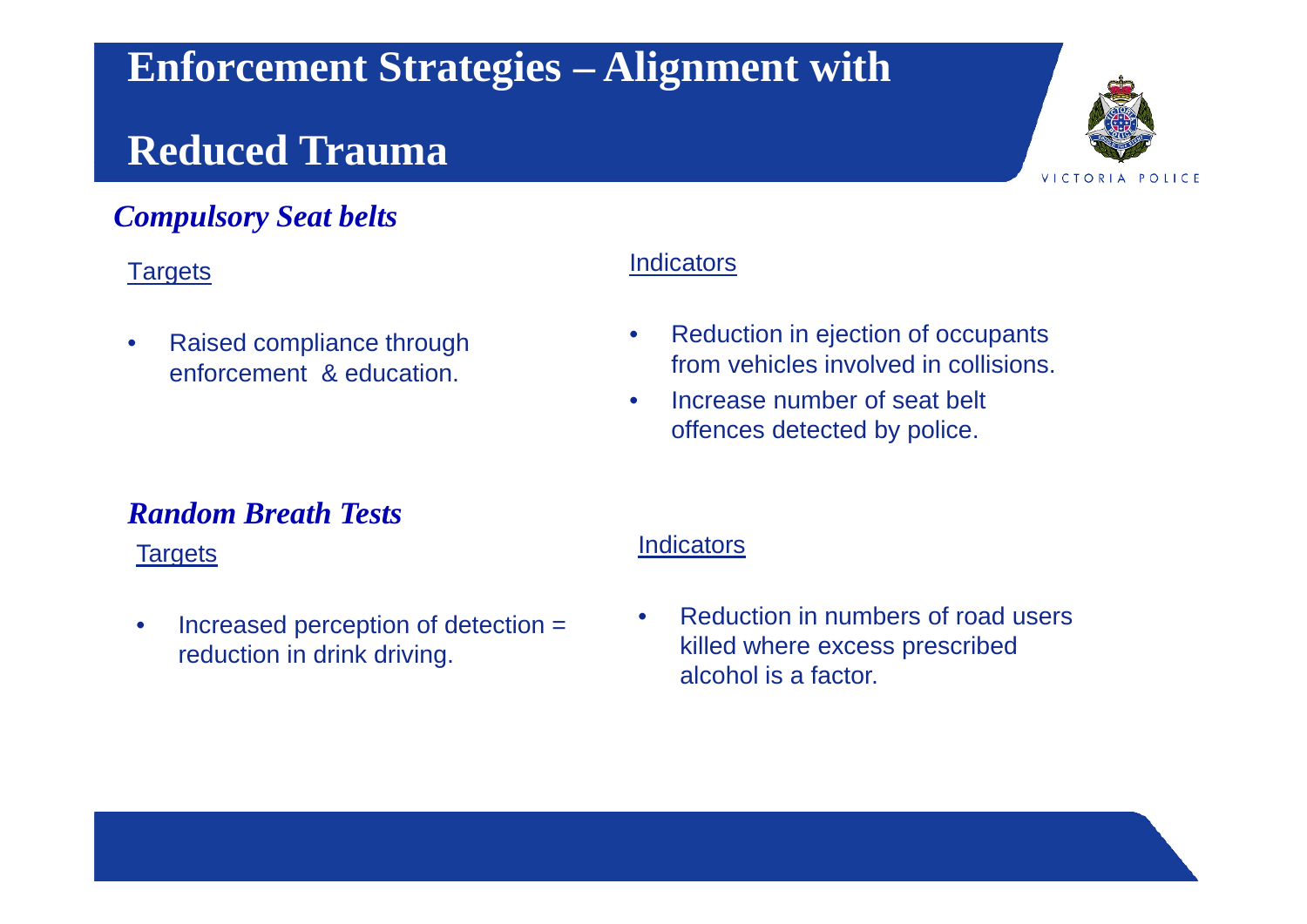# Enforcement Strategies – Alignment with Reduced Trauma

VICTORIA POLICE

## *Compulsory Seat belts*

Targets

- Raised compliance through enforcement & education.

Indicators

- Reduction in ejection of occupants from vehicles involved in collisions.
- Increase number of seat belt offences detected by police.

## *Random Breath Tests*

Targets

- Increased perception of detection = reduction in drink driving.

Indicators

- Reduction in numbers of road users killed where excess prescribed alcohol is a factor.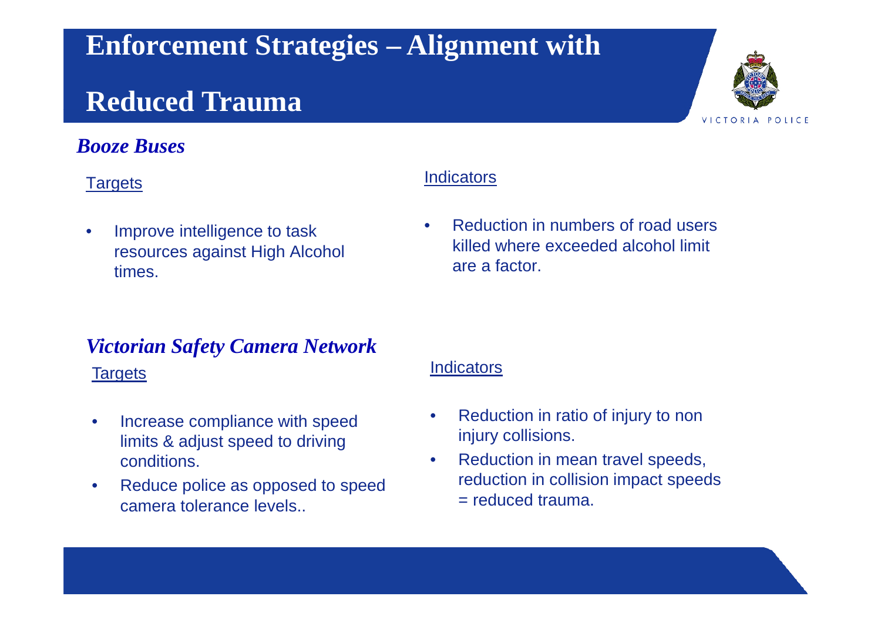# Enforcement Strategies – Alignment with Reduced Trauma

## *Booze Buses*

Targets

- Improve intelligence to task resources against High Alcohol times.

Indicators

- Reduction in numbers of road users killed where exceeded alcohol limit are a factor.

## *Victorian Safety Camera Network*

Targets

- Increase compliance with speed limits & adjust speed to driving conditions.
- Reduce police as opposed to speed camera tolerance levels..

Indicators

- Reduction in ratio of injury to non injury collisions.
- Reduction in mean travel speeds, reduction in collision impact speeds = reduced trauma.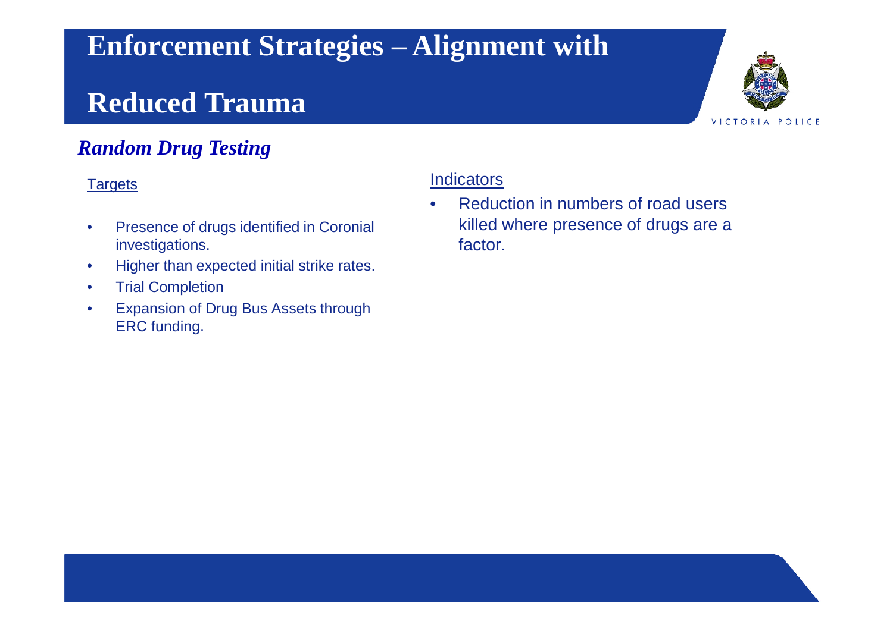# Enforcement Strategies – Alignment with Reduced Trauma

## *Random Drug Testing*

Targets

- Presence of drugs identified in Coronial investigations.
- Higher than expected initial strike rates.
- Trial Completion
- Expansion of Drug Bus Assets through ERC funding.

Indicators

- Reduction in numbers of road users killed where presence of drugs are a factor.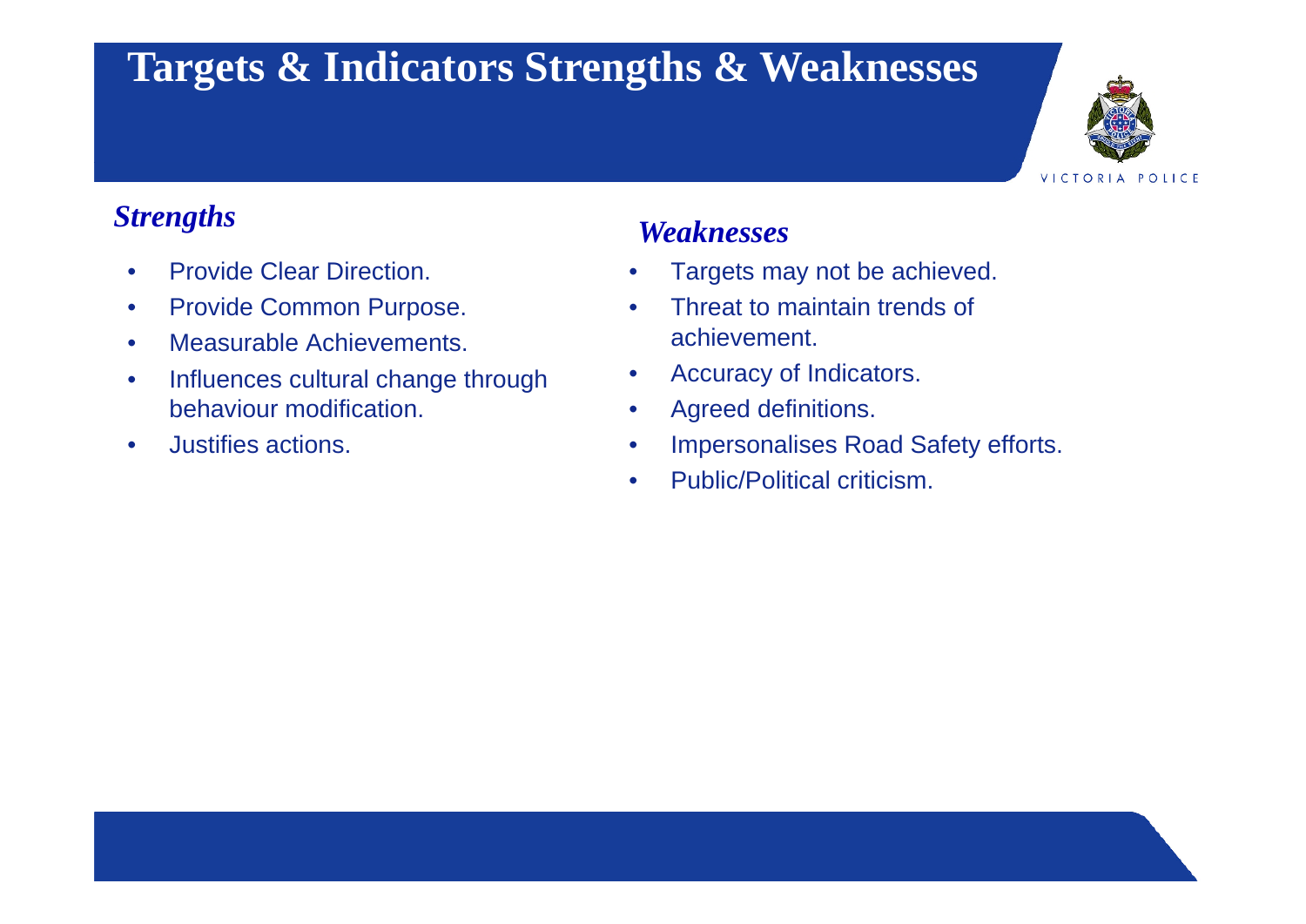# Targets & Indicators Strengths & Weaknesses

### *Strengths*

- Provide Clear Direction.
- Provide Common Purpose.
- Measurable Achievements.
- Influences cultural change through behaviour modification.
- Justifies actions.

### *Weaknesses*

- Targets may not be achieved.
- Threat to maintain trends of achievement.
- Accuracy of Indicators.
- Agreed definitions.
- Impersonalises Road Safety efforts.
- Public/Political criticism.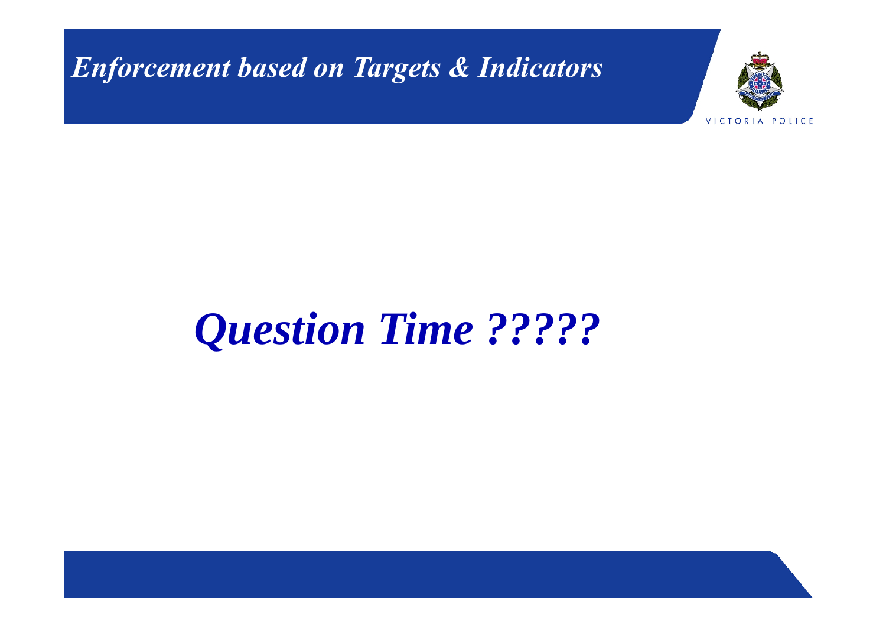*Enforcement based on Targets & Indicators*

VICTORIA POLICE

# *Question Time ?????*